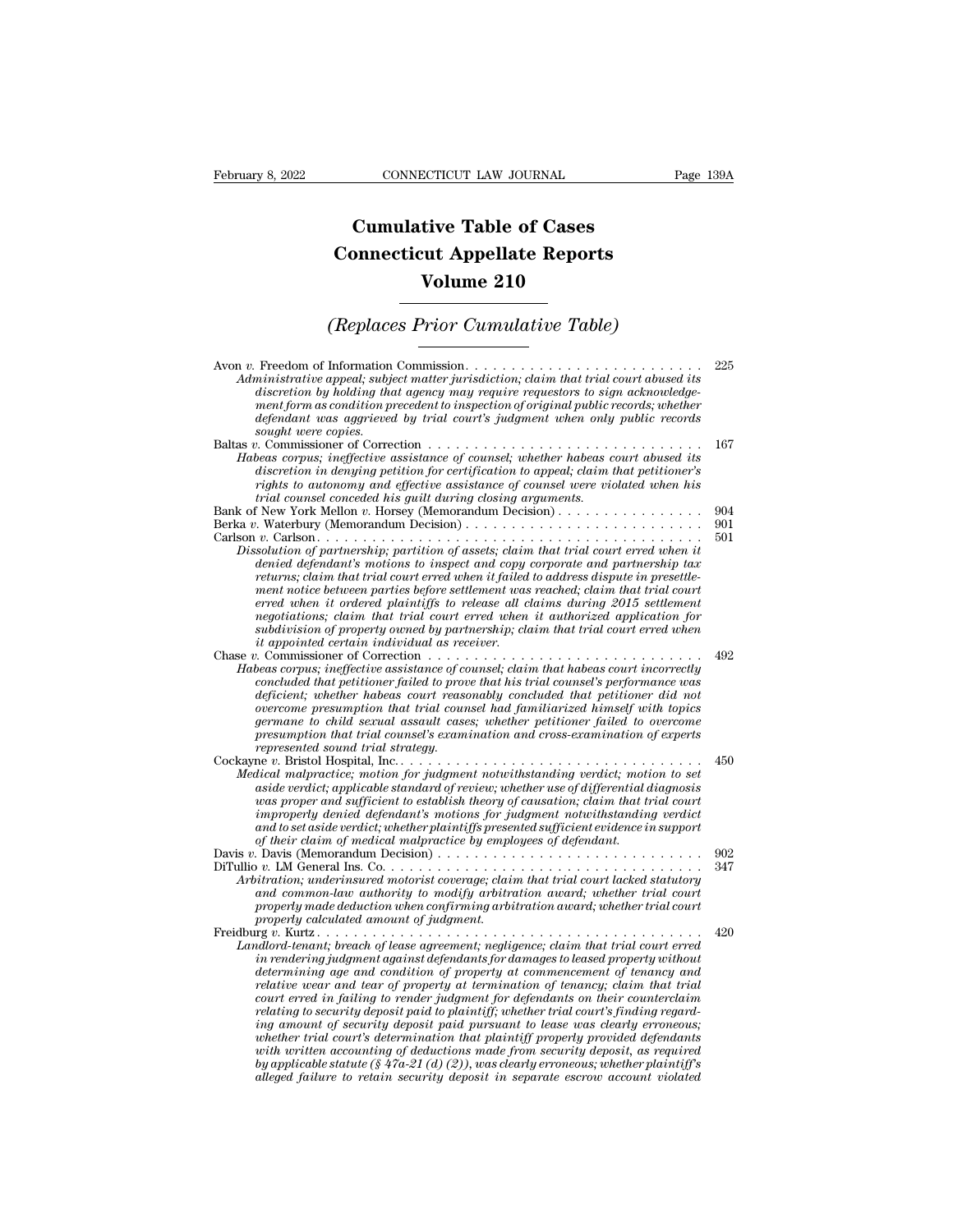# Cumulative Table of Cases
# Connecticut Appellate Reports
# Volume 210

## *(Replaces Prior Cumulative Table)*

Avon *v.* Freedom of Information Commission . . . . . . . . . . . . . . . . . . . . . . . . . . 225
*Administrative appeal; subject matter jurisdiction; claim that trial court abused its discretion by holding that agency may require requestors to sign acknowledgement form as condition precedent to inspection of original public records; whether defendant was aggrieved by trial court's judgment when only public records sought were copies.*

Baltas *v.* Commissioner of Correction . . . . . . . . . . . . . . . . . . . . . . . . . . . . . . 167
*Habeas corpus; ineffective assistance of counsel; whether habeas court abused its discretion in denying petition for certification to appeal; claim that petitioner's rights to autonomy and effective assistance of counsel were violated when his trial counsel conceded his guilt during closing arguments.*

Bank of New York Mellon *v.* Horsey (Memorandum Decision) . . . . . . . . . . . . . . . . 904

Berka *v.* Waterbury (Memorandum Decision) . . . . . . . . . . . . . . . . . . . . . . . . . . 901

Carlson *v.* Carlson . . . . . . . . . . . . . . . . . . . . . . . . . . . . . . . . . . . . . . . . . . . 501
*Dissolution of partnership; partition of assets; claim that trial court erred when it denied defendant's motions to inspect and copy corporate and partnership tax returns; claim that trial court erred when it failed to address dispute in presettlement notice between parties before settlement was reached; claim that trial court erred when it ordered plaintiffs to release all claims during 2015 settlement negotiations; claim that trial court erred when it authorized application for subdivision of property owned by partnership; claim that trial court erred when it appointed certain individual as receiver.*

Chase *v.* Commissioner of Correction . . . . . . . . . . . . . . . . . . . . . . . . . . . . . . 492
*Habeas corpus; ineffective assistance of counsel; claim that habeas court incorrectly concluded that petitioner failed to prove that his trial counsel's performance was deficient; whether habeas court reasonably concluded that petitioner did not overcome presumption that trial counsel had familiarized himself with topics germane to child sexual assault cases; whether petitioner failed to overcome presumption that trial counsel's examination and cross-examination of experts represented sound trial strategy.*

Cockayne *v.* Bristol Hospital, Inc. . . . . . . . . . . . . . . . . . . . . . . . . . . . . . . . . 450
*Medical malpractice; motion for judgment notwithstanding verdict; motion to set aside verdict; applicable standard of review; whether use of differential diagnosis was proper and sufficient to establish theory of causation; claim that trial court improperly denied defendant's motions for judgment notwithstanding verdict and to set aside verdict; whether plaintiffs presented sufficient evidence in support of their claim of medical malpractice by employees of defendant.*

Davis *v.* Davis (Memorandum Decision) . . . . . . . . . . . . . . . . . . . . . . . . . . . . . 902

DiTullio *v.* LM General Ins. Co. . . . . . . . . . . . . . . . . . . . . . . . . . . . . . . . . . . 347
*Arbitration; underinsured motorist coverage; claim that trial court lacked statutory and common-law authority to modify arbitration award; whether trial court properly made deduction when confirming arbitration award; whether trial court properly calculated amount of judgment.*

Freidburg *v.* Kurtz . . . . . . . . . . . . . . . . . . . . . . . . . . . . . . . . . . . . . . . . . . . 420
*Landlord-tenant; breach of lease agreement; negligence; claim that trial court erred in rendering judgment against defendants for damages to leased property without determining age and condition of property at commencement of tenancy and relative wear and tear of property at termination of tenancy; claim that trial court erred in failing to render judgment for defendants on their counterclaim relating to security deposit paid to plaintiff; whether trial court's finding regarding amount of security deposit paid pursuant to lease was clearly erroneous; whether trial court's determination that plaintiff properly provided defendants with written accounting of deductions made from security deposit, as required by applicable statute (§ 47a-21 (d) (2)), was clearly erroneous; whether plaintiff's alleged failure to retain security deposit in separate escrow account violated*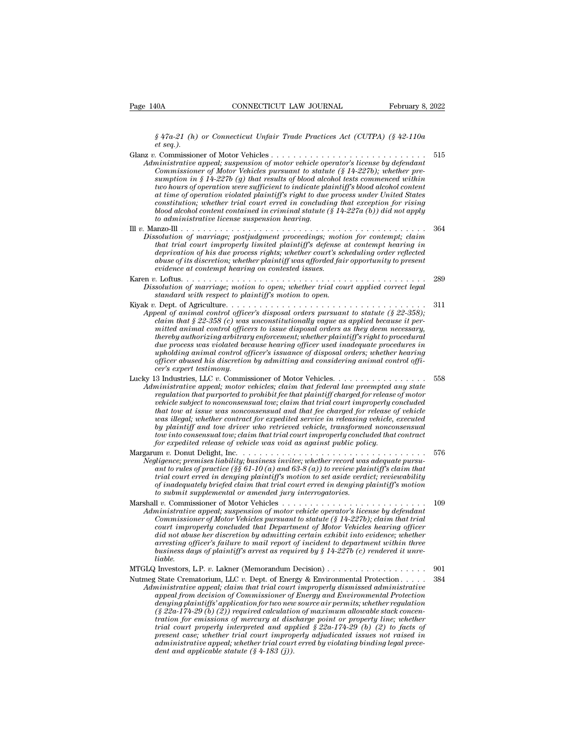*§ 47a-21 (h) or Connecticut Unfair Trade Practices Act (CUTPA) (§ 42-110a et seq.).*

Glanz *v.* Commissioner of Motor Vehicles . . . . . . . . . . . . . . . . . . . . . . . . . . . . 515
*Administrative appeal; suspension of motor vehicle operator's license by defendant Commissioner of Motor Vehicles pursuant to statute (§ 14-227b); whether presumption in § 14-227b (g) that results of blood alcohol tests commenced within two hours of operation were sufficient to indicate plaintiff's blood alcohol content at time of operation violated plaintiff's right to due process under United States constitution; whether trial court erred in concluding that exception for rising blood alcohol content contained in criminal statute (§ 14-227a (b)) did not apply to administrative license suspension hearing.*

Ill *v.* Manzo-Ill . . . . . . . . . . . . . . . . . . . . . . . . . . . . . . . . . . . . . . . . . . . . . . . 364
*Dissolution of marriage; postjudgment proceedings; motion for contempt; claim that trial court improperly limited plaintiff's defense at contempt hearing in deprivation of his due process rights; whether court's scheduling order reflected abuse of its discretion; whether plaintiff was afforded fair opportunity to present evidence at contempt hearing on contested issues.*

Karen *v.* Loftus. . . . . . . . . . . . . . . . . . . . . . . . . . . . . . . . . . . . . . . . . . . . . . . . 289
*Dissolution of marriage; motion to open; whether trial court applied correct legal standard with respect to plaintiff's motion to open.*

Kiyak *v.* Dept. of Agriculture. . . . . . . . . . . . . . . . . . . . . . . . . . . . . . . . . . . . . . . 311
*Appeal of animal control officer's disposal orders pursuant to statute (§ 22-358); claim that § 22-358 (c) was unconstitutionally vague as applied because it permitted animal control officers to issue disposal orders as they deem necessary, thereby authorizing arbitrary enforcement; whether plaintiff's right to procedural due process was violated because hearing officer used inadequate procedures in upholding animal control officer's issuance of disposal orders; whether hearing officer abused his discretion by admitting and considering animal control officer's expert testimony.*

Lucky 13 Industries, LLC *v.* Commissioner of Motor Vehicles. . . . . . . . . . . . . . . . 558
*Administrative appeal; motor vehicles; claim that federal law preempted any state regulation that purported to prohibit fee that plaintiff charged for release of motor vehicle subject to nonconsensual tow; claim that trial court improperly concluded that tow at issue was nonconsensual and that fee charged for release of vehicle was illegal; whether contract for expedited service in releasing vehicle, executed by plaintiff and tow driver who retrieved vehicle, transformed nonconsensual tow into consensual tow; claim that trial court improperly concluded that contract for expedited release of vehicle was void as against public policy.*

Margarum *v.* Donut Delight, Inc. . . . . . . . . . . . . . . . . . . . . . . . . . . . . . . . . . . 576
*Negligence; premises liability; business invitee; whether record was adequate pursuant to rules of practice (§§ 61-10 (a) and 63-8 (a)) to review plaintiff's claim that trial court erred in denying plaintiff's motion to set aside verdict; reviewability of inadequately briefed claim that trial court erred in denying plaintiff's motion to submit supplemental or amended jury interrogatories.*

Marshall *v.* Commissioner of Motor Vehicles . . . . . . . . . . . . . . . . . . . . . . . . . . 109
*Administrative appeal; suspension of motor vehicle operator's license by defendant Commissioner of Motor Vehicles pursuant to statute (§ 14-227b); claim that trial court improperly concluded that Department of Motor Vehicles hearing officer did not abuse her discretion by admitting certain exhibit into evidence; whether arresting officer's failure to mail report of incident to department within three business days of plaintiff's arrest as required by § 14-227b (c) rendered it unreliable.*

MTGLQ Investors, L.P. *v.* Lakner (Memorandum Decision) . . . . . . . . . . . . . . . . . . 901

Nutmeg State Crematorium, LLC *v.* Dept. of Energy & Environmental Protection . . . . . 384
*Administrative appeal; claim that trial court improperly dismissed administrative appeal from decision of Commissioner of Energy and Environmental Protection denying plaintiffs' application for two new source air permits; whether regulation (§ 22a-174-29 (b) (2)) required calculation of maximum allowable stack concentration for emissions of mercury at discharge point or property line; whether trial court properly interpreted and applied § 22a-174-29 (b) (2) to facts of present case; whether trial court improperly adjudicated issues not raised in administrative appeal; whether trial court erred by violating binding legal precedent and applicable statute (§ 4-183 (j)).*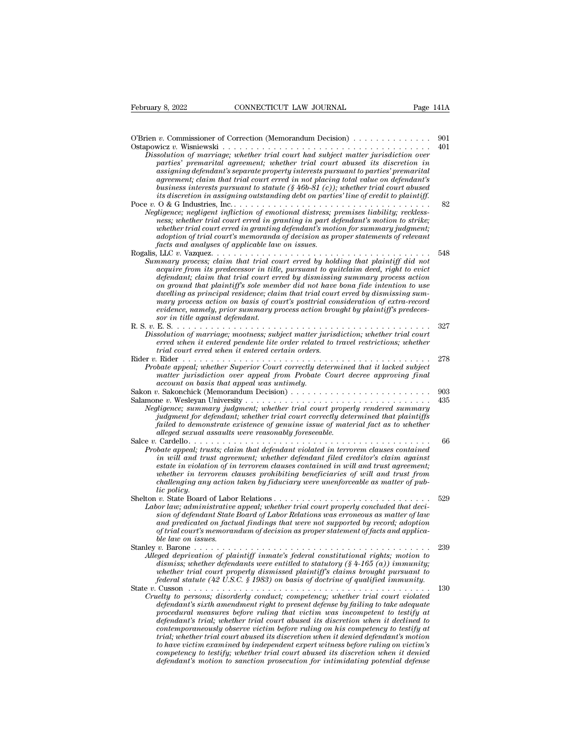O'Brien *v.* Commissioner of Correction (Memorandum Decision) . . . . . . . . . . . . . . 901

Ostapowicz *v.* Wisniewski . . . . . . . . . . . . . . . . . . . . . . . . . . . . . . . . . . . . . . . 401

*Dissolution of marriage; whether trial court had subject matter jurisdiction over parties' premarital agreement; whether trial court abused its discretion in assigning defendant's separate property interests pursuant to parties' premarital agreement; claim that trial court erred in not placing total value on defendant's business interests pursuant to statute (§ 46b-81 (c)); whether trial court abused its discretion in assigning outstanding debt on parties' line of credit to plaintiff.*

Poce *v.* O & G Industries, Inc. . . . . . . . . . . . . . . . . . . . . . . . . . . . . . . . . . . . 82

*Negligence; negligent infliction of emotional distress; premises liability; recklessness; whether trial court erred in granting in part defendant's motion to strike; whether trial court erred in granting defendant's motion for summary judgment; adoption of trial court's memoranda of decision as proper statements of relevant facts and analyses of applicable law on issues.*

Rogalis, LLC *v.* Vazquez. . . . . . . . . . . . . . . . . . . . . . . . . . . . . . . . . . . . . . . 548

*Summary process; claim that trial court erred by holding that plaintiff did not acquire from its predecessor in title, pursuant to quitclaim deed, right to evict defendant; claim that trial court erred by dismissing summary process action on ground that plaintiff's sole member did not have bona fide intention to use dwelling as principal residence; claim that trial court erred by dismissing summary process action on basis of court's posttrial consideration of extra-record evidence, namely, prior summary process action brought by plaintiff's predecessor in title against defendant.*

R. S. *v.* E. S. . . . . . . . . . . . . . . . . . . . . . . . . . . . . . . . . . . . . . . . . . . . . 327

*Dissolution of marriage; mootness; subject matter jurisdiction; whether trial court erred when it entered pendente lite order related to travel restrictions; whether trial court erred when it entered certain orders.*

Rider *v.* Rider . . . . . . . . . . . . . . . . . . . . . . . . . . . . . . . . . . . . . . . . . . . . 278

*Probate appeal; whether Superior Court correctly determined that it lacked subject matter jurisdiction over appeal from Probate Court decree approving final account on basis that appeal was untimely.*

Sakon *v.* Sakonchick (Memorandum Decision) . . . . . . . . . . . . . . . . . . . . . . . . . 903

Salamone *v.* Wesleyan University . . . . . . . . . . . . . . . . . . . . . . . . . . . . . . . . . 435

*Negligence; summary judgment; whether trial court properly rendered summary judgment for defendant; whether trial court correctly determined that plaintiffs failed to demonstrate existence of genuine issue of material fact as to whether alleged sexual assaults were reasonably foreseeable.*

Salce *v.* Cardello. . . . . . . . . . . . . . . . . . . . . . . . . . . . . . . . . . . . . . . . . . . 66

*Probate appeal; trusts; claim that defendant violated in terrorem clauses contained in will and trust agreement; whether defendant filed creditor's claim against estate in violation of in terrorem clauses contained in will and trust agreement; whether in terrorem clauses prohibiting beneficiaries of will and trust from challenging any action taken by fiduciary were unenforceable as matter of public policy.*

Shelton *v.* State Board of Labor Relations . . . . . . . . . . . . . . . . . . . . . . . . . . . 529

*Labor law; administrative appeal; whether trial court properly concluded that decision of defendant State Board of Labor Relations was erroneous as matter of law and predicated on factual findings that were not supported by record; adoption of trial court's memorandum of decision as proper statement of facts and applicable law on issues.*

Stanley *v.* Barone . . . . . . . . . . . . . . . . . . . . . . . . . . . . . . . . . . . . . . . . . . 239

*Alleged deprivation of plaintiff inmate's federal constitutional rights; motion to dismiss; whether defendants were entitled to statutory (§ 4-165 (a)) immunity; whether trial court properly dismissed plaintiff's claims brought pursuant to federal statute (42 U.S.C. § 1983) on basis of doctrine of qualified immunity.*

State *v.* Cusson . . . . . . . . . . . . . . . . . . . . . . . . . . . . . . . . . . . . . . . . . . . 130

*Cruelty to persons; disorderly conduct; competency; whether trial court violated defendant's sixth amendment right to present defense by failing to take adequate procedural measures before ruling that victim was incompetent to testify at defendant's trial; whether trial court abused its discretion when it declined to contemporaneously observe victim before ruling on his competency to testify at trial; whether trial court abused its discretion when it denied defendant's motion to have victim examined by independent expert witness before ruling on victim's competency to testify; whether trial court abused its discretion when it denied defendant's motion to sanction prosecution for intimidating potential defense*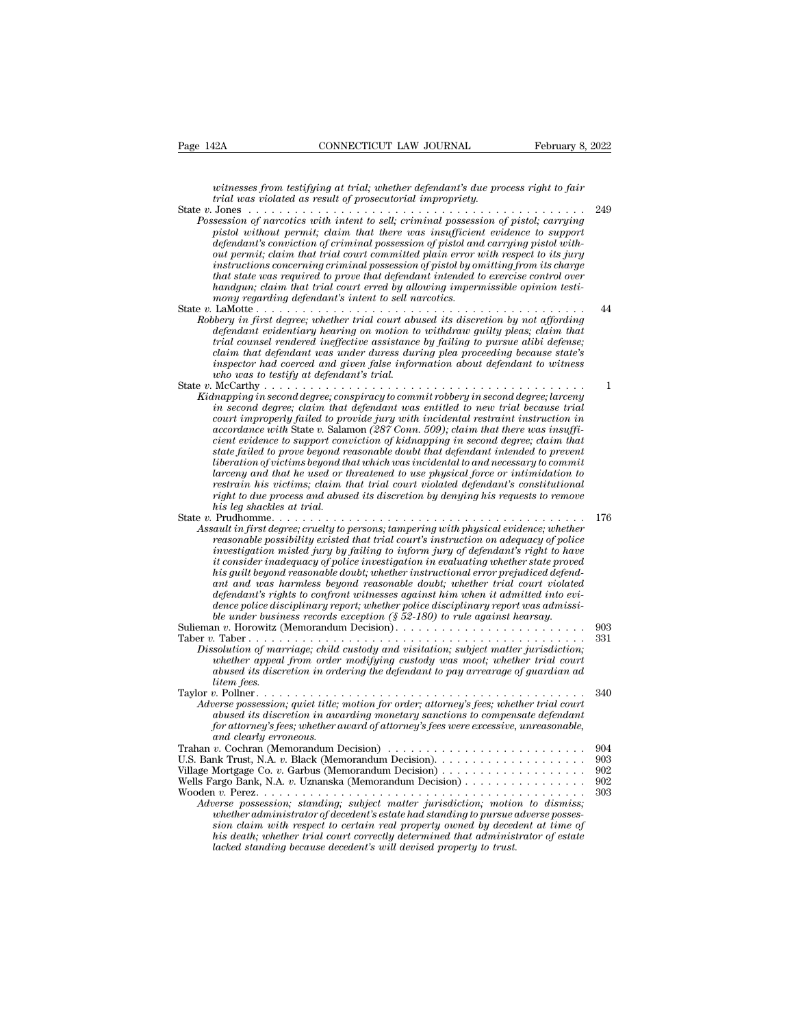*witnesses from testifying at trial; whether defendant's due process right to fair trial was violated as result of prosecutorial impropriety.*

State *v.* Jones . . . . . . . . . . . . . . . . . . . . . . . . . . . . . . . . . . . . . . . . . . . . . . 249
*Possession of narcotics with intent to sell; criminal possession of pistol; carrying pistol without permit; claim that there was insufficient evidence to support defendant's conviction of criminal possession of pistol and carrying pistol without permit; claim that trial court committed plain error with respect to its jury instructions concerning criminal possession of pistol by omitting from its charge that state was required to prove that defendant intended to exercise control over handgun; claim that trial court erred by allowing impermissible opinion testimony regarding defendant's intent to sell narcotics.*

State *v.* LaMotte . . . . . . . . . . . . . . . . . . . . . . . . . . . . . . . . . . . . . . . . . . . . . . 44
*Robbery in first degree; whether trial court abused its discretion by not affording defendant evidentiary hearing on motion to withdraw guilty pleas; claim that trial counsel rendered ineffective assistance by failing to pursue alibi defense; claim that defendant was under duress during plea proceeding because state's inspector had coerced and given false information about defendant to witness who was to testify at defendant's trial.*

State *v.* McCarthy . . . . . . . . . . . . . . . . . . . . . . . . . . . . . . . . . . . . . . . . . . . . . . 1
*Kidnapping in second degree; conspiracy to commit robbery in second degree; larceny in second degree; claim that defendant was entitled to new trial because trial court improperly failed to provide jury with incidental restraint instruction in accordance with* State v. Salamon *(287 Conn. 509); claim that there was insufficient evidence to support conviction of kidnapping in second degree; claim that state failed to prove beyond reasonable doubt that defendant intended to prevent liberation of victims beyond that which was incidental to and necessary to commit larceny and that he used or threatened to use physical force or intimidation to restrain his victims; claim that trial court violated defendant's constitutional right to due process and abused its discretion by denying his requests to remove his leg shackles at trial.*

State *v.* Prudhomme. . . . . . . . . . . . . . . . . . . . . . . . . . . . . . . . . . . . . . . . . . . . . . 176
*Assault in first degree; cruelty to persons; tampering with physical evidence; whether reasonable possibility existed that trial court's instruction on adequacy of police investigation misled jury by failing to inform jury of defendant's right to have it consider inadequacy of police investigation in evaluating whether state proved his guilt beyond reasonable doubt; whether instructional error prejudiced defendant and was harmless beyond reasonable doubt; whether trial court violated defendant's rights to confront witnesses against him when it admitted into evidence police disciplinary report; whether police disciplinary report was admissible under business records exception (§ 52-180) to rule against hearsay.*

Sulieman *v.* Horowitz (Memorandum Decision). . . . . . . . . . . . . . . . . . . . . . . . . . . 903

Taber *v.* Taber . . . . . . . . . . . . . . . . . . . . . . . . . . . . . . . . . . . . . . . . . . . . . . 331
*Dissolution of marriage; child custody and visitation; subject matter jurisdiction; whether appeal from order modifying custody was moot; whether trial court abused its discretion in ordering the defendant to pay arrearage of guardian ad litem fees.*

Taylor *v.* Pollner. . . . . . . . . . . . . . . . . . . . . . . . . . . . . . . . . . . . . . . . . . . . . . 340
*Adverse possession; quiet title; motion for order; attorney's fees; whether trial court abused its discretion in awarding monetary sanctions to compensate defendant for attorney's fees; whether award of attorney's fees were excessive, unreasonable, and clearly erroneous.*

Trahan *v.* Cochran (Memorandum Decision) . . . . . . . . . . . . . . . . . . . . . . . . . . 904

U.S. Bank Trust, N.A. *v.* Black (Memorandum Decision). . . . . . . . . . . . . . . . . . . . 903

Village Mortgage Co. *v.* Garbus (Memorandum Decision) . . . . . . . . . . . . . . . . . . . 902

Wells Fargo Bank, N.A. *v.* Uznanska (Memorandum Decision) . . . . . . . . . . . . . . . . 902

Wooden *v.* Perez. . . . . . . . . . . . . . . . . . . . . . . . . . . . . . . . . . . . . . . . . . . . . . 303
*Adverse possession; standing; subject matter jurisdiction; motion to dismiss; whether administrator of decedent's estate had standing to pursue adverse possession claim with respect to certain real property owned by decedent at time of his death; whether trial court correctly determined that administrator of estate lacked standing because decedent's will devised property to trust.*